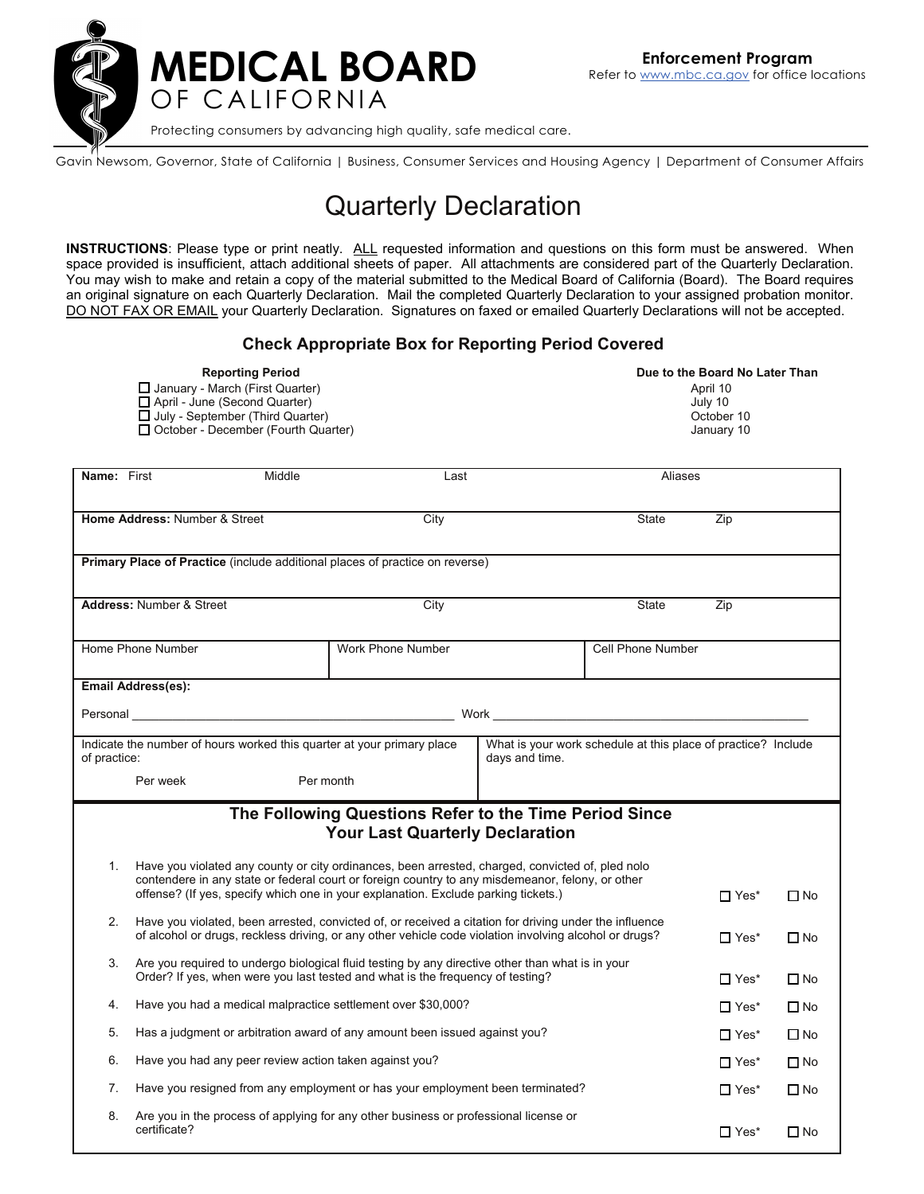# MEDICAL BOARD OF CALIFORNIA

Protecting consumers by advancing high quality, safe medical care.

**Enforcement Program**
Refer to www.mbc.ca.gov for office locations

Gavin Newsom, Governor, State of California | Business, Consumer Services and Housing Agency | Department of Consumer Affairs

# Quarterly Declaration

**INSTRUCTIONS**: Please type or print neatly. ALL requested information and questions on this form must be answered. When space provided is insufficient, attach additional sheets of paper. All attachments are considered part of the Quarterly Declaration. You may wish to make and retain a copy of the material submitted to the Medical Board of California (Board). The Board requires an original signature on each Quarterly Declaration. Mail the completed Quarterly Declaration to your assigned probation monitor. DO NOT FAX OR EMAIL your Quarterly Declaration. Signatures on faxed or emailed Quarterly Declarations will not be accepted.

## Check Appropriate Box for Reporting Period Covered

| Reporting Period | Due to the Board No Later Than |
|---|---|
| ☐ January - March (First Quarter) | April 10 |
| ☐ April - June (Second Quarter) | July 10 |
| ☐ July - September (Third Quarter) | October 10 |
| ☐ October - December (Fourth Quarter) | January 10 |

| | | | |
|---|---|---|---|
| **Name:** First | Middle | Last | Aliases |
| **Home Address:** Number & Street | City | State | Zip |
| **Primary Place of Practice** (include additional places of practice on reverse) | | | |
| **Address:** Number & Street | City | State | Zip |
| Home Phone Number | Work Phone Number | Cell Phone Number | |

**Email Address(es):**

Personal ______________________________ Work ______________________________

| Indicate the number of hours worked this quarter at your primary place of practice: | What is your work schedule at this place of practice? Include days and time. |
|---|---|
| Per week &nbsp;&nbsp;&nbsp;&nbsp; Per month | |

## The Following Questions Refer to the Time Period Since Your Last Quarterly Declaration

1. Have you violated any county or city ordinances, been arrested, charged, convicted of, pled nolo contendere in any state or federal court or foreign country to any misdemeanor, felony, or other offense? (If yes, specify which one in your explanation. Exclude parking tickets.) ☐ Yes* ☐ No
2. Have you violated, been arrested, convicted of, or received a citation for driving under the influence of alcohol or drugs, reckless driving, or any other vehicle code violation involving alcohol or drugs? ☐ Yes* ☐ No
3. Are you required to undergo biological fluid testing by any directive other than what is in your Order? If yes, when were you last tested and what is the frequency of testing? ☐ Yes* ☐ No
4. Have you had a medical malpractice settlement over $30,000? ☐ Yes* ☐ No
5. Has a judgment or arbitration award of any amount been issued against you? ☐ Yes* ☐ No
6. Have you had any peer review action taken against you? ☐ Yes* ☐ No
7. Have you resigned from any employment or has your employment been terminated? ☐ Yes* ☐ No
8. Are you in the process of applying for any other business or professional license or certificate? ☐ Yes* ☐ No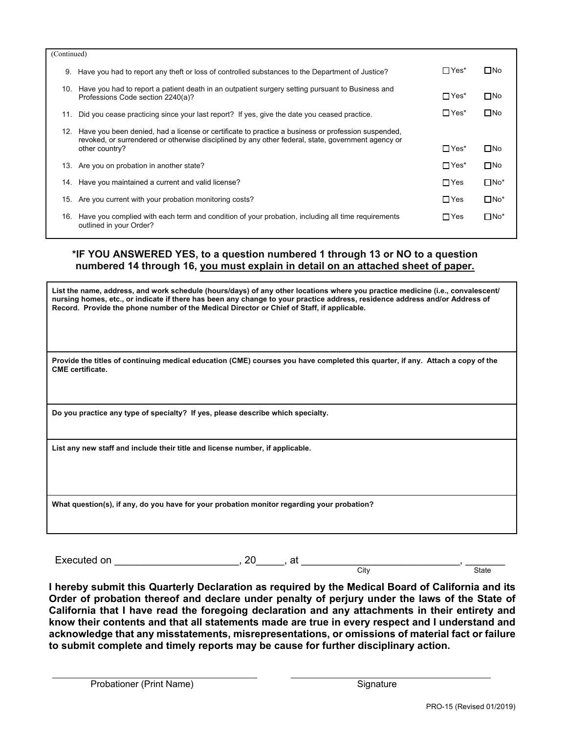(Continued)

| | | | |
|---|---|---|---|
| 9. | Have you had to report any theft or loss of controlled substances to the Department of Justice? | ☐ Yes* | ☐ No |
| 10. | Have you had to report a patient death in an outpatient surgery setting pursuant to Business and Professions Code section 2240(a)? | ☐ Yes* | ☐ No |
| 11. | Did you cease practicing since your last report? If yes, give the date you ceased practice. | ☐ Yes* | ☐ No |
| 12. | Have you been denied, had a license or certificate to practice a business or profession suspended, revoked, or surrendered or otherwise disciplined by any other federal, state, government agency or other country? | ☐ Yes* | ☐ No |
| 13. | Are you on probation in another state? | ☐ Yes* | ☐ No |
| 14. | Have you maintained a current and valid license? | ☐ Yes | ☐ No* |
| 15. | Are you current with your probation monitoring costs? | ☐ Yes | ☐ No* |
| 16. | Have you complied with each term and condition of your probation, including all time requirements outlined in your Order? | ☐ Yes | ☐ No* |

**\*IF YOU ANSWERED YES, to a question numbered 1 through 13 or NO to a question numbered 14 through 16, <u>you must explain in detail on an attached sheet of paper.</u>**

**List the name, address, and work schedule (hours/days) of any other locations where you practice medicine (i.e., convalescent/ nursing homes, etc., or indicate if there has been any change to your practice address, residence address and/or Address of Record. Provide the phone number of the Medical Director or Chief of Staff, if applicable.**

**Provide the titles of continuing medical education (CME) courses you have completed this quarter, if any. Attach a copy of the CME certificate.**

**Do you practice any type of specialty? If yes, please describe which specialty.**

**List any new staff and include their title and license number, if applicable.**

**What question(s), if any, do you have for your probation monitor regarding your probation?**

Executed on ______________________, 20_____, at ____________________________, _______
City State

**I hereby submit this Quarterly Declaration as required by the Medical Board of California and its Order of probation thereof and declare under penalty of perjury under the laws of the State of California that I have read the foregoing declaration and any attachments in their entirety and know their contents and that all statements made are true in every respect and I understand and acknowledge that any misstatements, misrepresentations, or omissions of material fact or failure to submit complete and timely reports may be cause for further disciplinary action.**

______________________________ ______________________________
Probationer (Print Name) Signature

PRO-15 (Revised 01/2019)